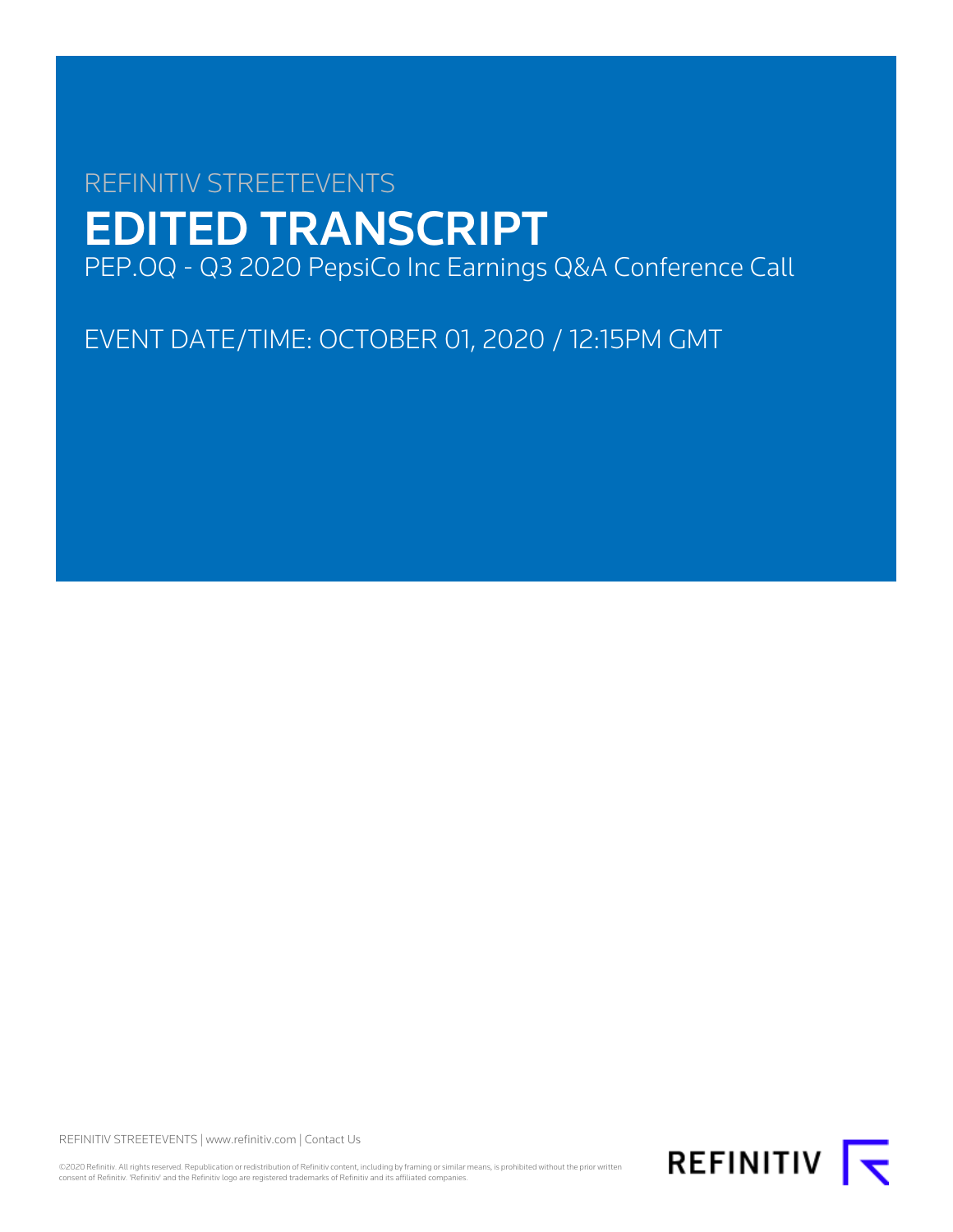REFINITIV STREETEVENTS

# EDITED TRANSCRIPT

PEP.OQ - Q3 2020 PepsiCo Inc Earnings Q&A Conference Call

EVENT DATE/TIME: OCTOBER 01, 2020 / 12:15PM GMT

REFINITIV STREETEVENTS | www.refinitiv.com | Contact Us

©2020 Refinitiv. All rights reserved. Republication or redistribution of Refinitiv content, including by framing or similar means, is prohibited without the prior written consent of Refinitiv. 'Refinitiv' and the Refinitiv logo are registered trademarks of Refinitiv and its affiliated companies.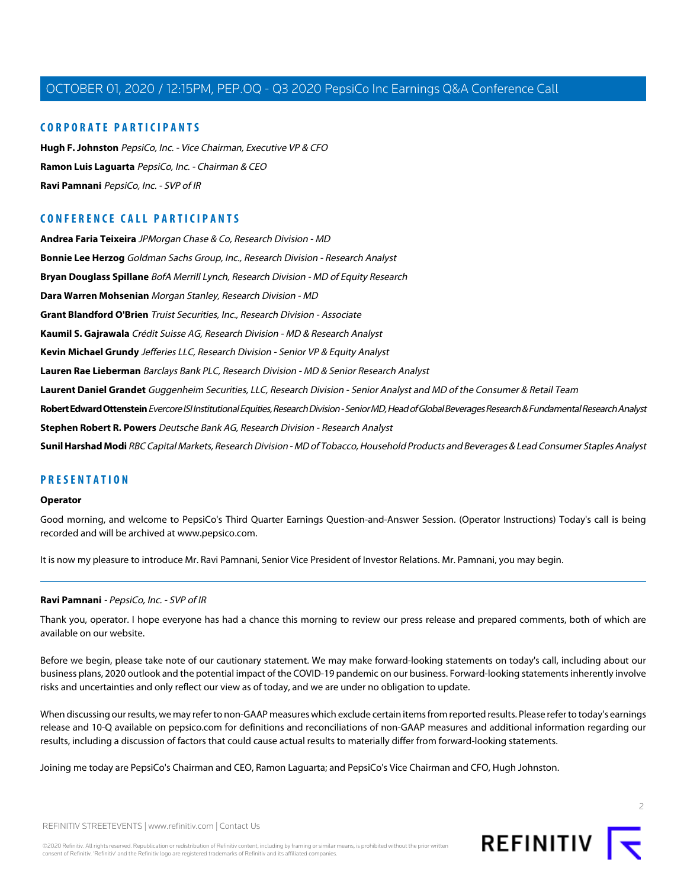## CORPORATE PARTICIPANTS

**Hugh F. Johnston** *PepsiCo, Inc. - Vice Chairman, Executive VP & CFO*

**Ramon Luis Laguarta** *PepsiCo, Inc. - Chairman & CEO*

**Ravi Pamnani** *PepsiCo, Inc. - SVP of IR*

## CONFERENCE CALL PARTICIPANTS

**Andrea Faria Teixeira** *JPMorgan Chase & Co, Research Division - MD*

**Bonnie Lee Herzog** *Goldman Sachs Group, Inc., Research Division - Research Analyst*

**Bryan Douglass Spillane** *BofA Merrill Lynch, Research Division - MD of Equity Research*

**Dara Warren Mohsenian** *Morgan Stanley, Research Division - MD*

**Grant Blandford O'Brien** *Truist Securities, Inc., Research Division - Associate*

**Kaumil S. Gajrawala** *Crédit Suisse AG, Research Division - MD & Research Analyst*

**Kevin Michael Grundy** *Jefferies LLC, Research Division - Senior VP & Equity Analyst*

**Lauren Rae Lieberman** *Barclays Bank PLC, Research Division - MD & Senior Research Analyst*

**Laurent Daniel Grandet** *Guggenheim Securities, LLC, Research Division - Senior Analyst and MD of the Consumer & Retail Team*

**Robert Edward Ottenstein** *Evercore ISI Institutional Equities, Research Division - Senior MD, Head of Global Beverages Research & Fundamental Research Analyst*

**Stephen Robert R. Powers** *Deutsche Bank AG, Research Division - Research Analyst*

**Sunil Harshad Modi** *RBC Capital Markets, Research Division - MD of Tobacco, Household Products and Beverages & Lead Consumer Staples Analyst*

## PRESENTATION

**Operator**

Good morning, and welcome to PepsiCo's Third Quarter Earnings Question-and-Answer Session. (Operator Instructions) Today's call is being recorded and will be archived at www.pepsico.com.

It is now my pleasure to introduce Mr. Ravi Pamnani, Senior Vice President of Investor Relations. Mr. Pamnani, you may begin.

---

**Ravi Pamnani** - *PepsiCo, Inc. - SVP of IR*

Thank you, operator. I hope everyone has had a chance this morning to review our press release and prepared comments, both of which are available on our website.

Before we begin, please take note of our cautionary statement. We may make forward-looking statements on today's call, including about our business plans, 2020 outlook and the potential impact of the COVID-19 pandemic on our business. Forward-looking statements inherently involve risks and uncertainties and only reflect our view as of today, and we are under no obligation to update.

When discussing our results, we may refer to non-GAAP measures which exclude certain items from reported results. Please refer to today's earnings release and 10-Q available on pepsico.com for definitions and reconciliations of non-GAAP measures and additional information regarding our results, including a discussion of factors that could cause actual results to materially differ from forward-looking statements.

Joining me today are PepsiCo's Chairman and CEO, Ramon Laguarta; and PepsiCo's Vice Chairman and CFO, Hugh Johnston.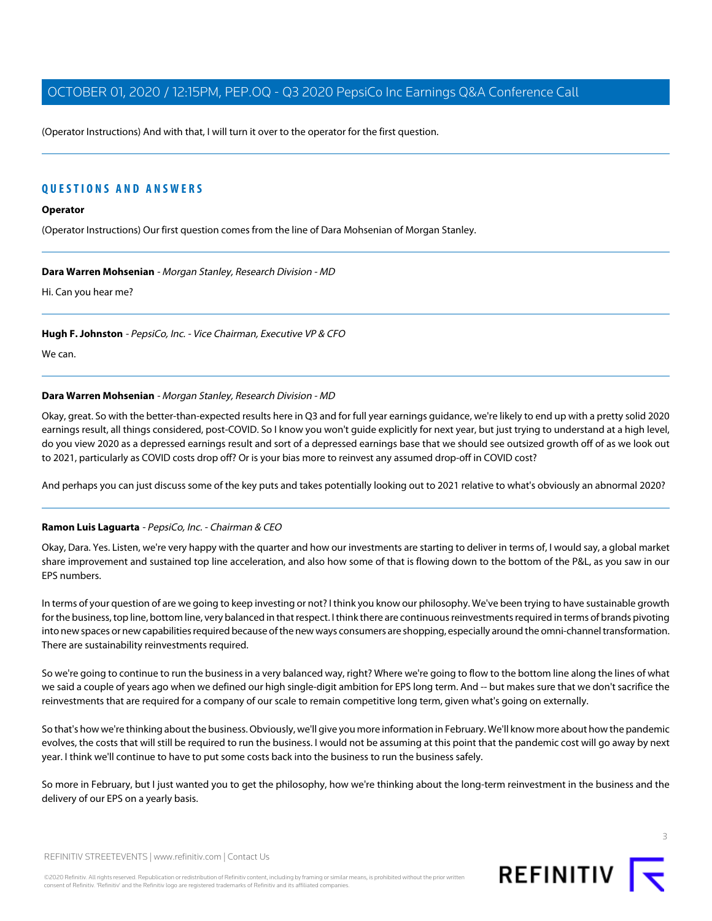(Operator Instructions) And with that, I will turn it over to the operator for the first question.

---

## QUESTIONS AND ANSWERS

**Operator**

(Operator Instructions) Our first question comes from the line of Dara Mohsenian of Morgan Stanley.

---

**Dara Warren Mohsenian** - *Morgan Stanley, Research Division - MD*

Hi. Can you hear me?

---

**Hugh F. Johnston** - *PepsiCo, Inc. - Vice Chairman, Executive VP & CFO*

We can.

---

**Dara Warren Mohsenian** - *Morgan Stanley, Research Division - MD*

Okay, great. So with the better-than-expected results here in Q3 and for full year earnings guidance, we're likely to end up with a pretty solid 2020 earnings result, all things considered, post-COVID. So I know you won't guide explicitly for next year, but just trying to understand at a high level, do you view 2020 as a depressed earnings result and sort of a depressed earnings base that we should see outsized growth off of as we look out to 2021, particularly as COVID costs drop off? Or is your bias more to reinvest any assumed drop-off in COVID cost?

And perhaps you can just discuss some of the key puts and takes potentially looking out to 2021 relative to what's obviously an abnormal 2020?

---

**Ramon Luis Laguarta** - *PepsiCo, Inc. - Chairman & CEO*

Okay, Dara. Yes. Listen, we're very happy with the quarter and how our investments are starting to deliver in terms of, I would say, a global market share improvement and sustained top line acceleration, and also how some of that is flowing down to the bottom of the P&L, as you saw in our EPS numbers.

In terms of your question of are we going to keep investing or not? I think you know our philosophy. We've been trying to have sustainable growth for the business, top line, bottom line, very balanced in that respect. I think there are continuous reinvestments required in terms of brands pivoting into new spaces or new capabilities required because of the new ways consumers are shopping, especially around the omni-channel transformation. There are sustainability reinvestments required.

So we're going to continue to run the business in a very balanced way, right? Where we're going to flow to the bottom line along the lines of what we said a couple of years ago when we defined our high single-digit ambition for EPS long term. And -- but makes sure that we don't sacrifice the reinvestments that are required for a company of our scale to remain competitive long term, given what's going on externally.

So that's how we're thinking about the business. Obviously, we'll give you more information in February. We'll know more about how the pandemic evolves, the costs that will still be required to run the business. I would not be assuming at this point that the pandemic cost will go away by next year. I think we'll continue to have to put some costs back into the business to run the business safely.

So more in February, but I just wanted you to get the philosophy, how we're thinking about the long-term reinvestment in the business and the delivery of our EPS on a yearly basis.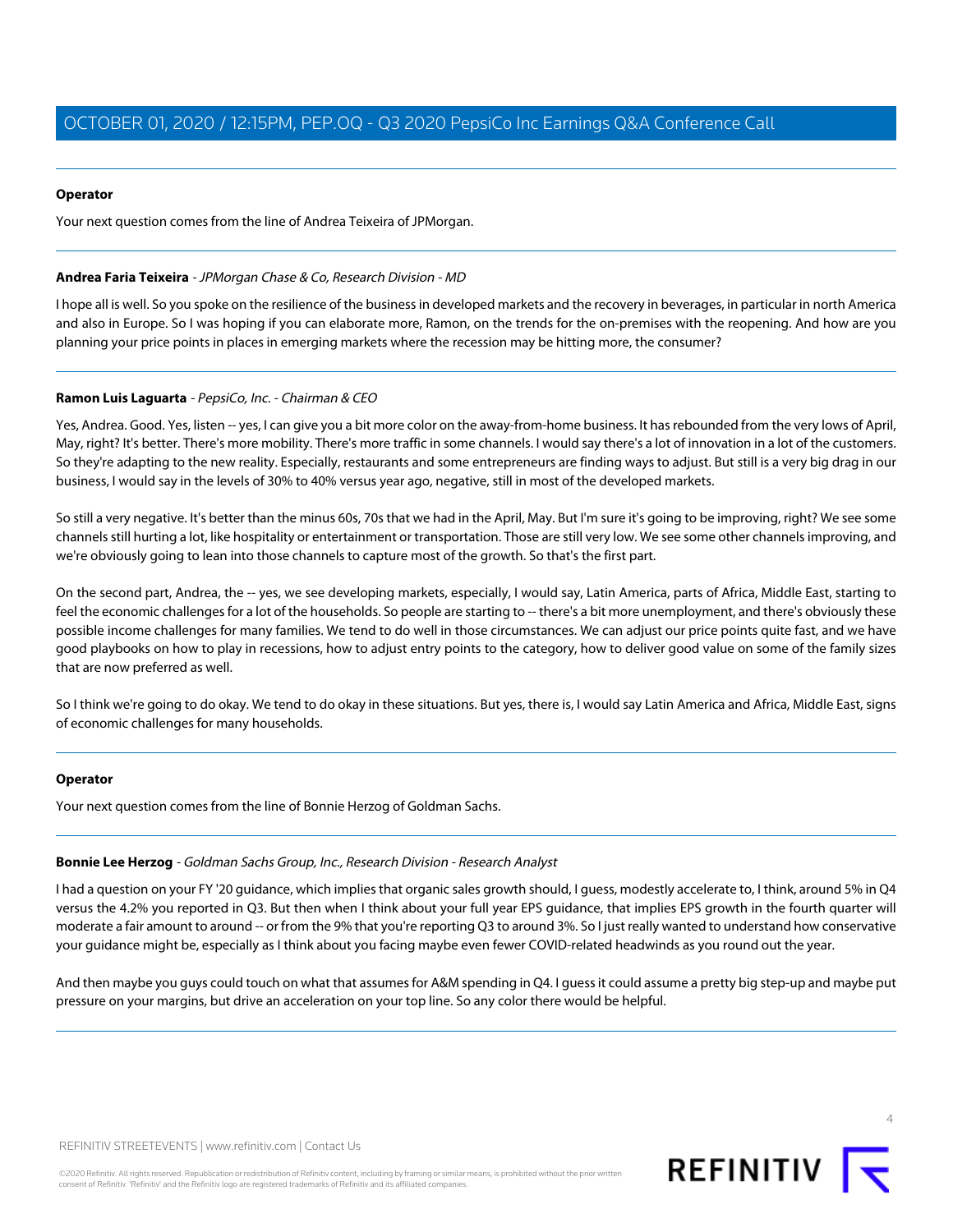**Operator**

Your next question comes from the line of Andrea Teixeira of JPMorgan.

---

**Andrea Faria Teixeira** - *JPMorgan Chase & Co, Research Division - MD*

I hope all is well. So you spoke on the resilience of the business in developed markets and the recovery in beverages, in particular in north America and also in Europe. So I was hoping if you can elaborate more, Ramon, on the trends for the on-premises with the reopening. And how are you planning your price points in places in emerging markets where the recession may be hitting more, the consumer?

---

**Ramon Luis Laguarta** - *PepsiCo, Inc. - Chairman & CEO*

Yes, Andrea. Good. Yes, listen -- yes, I can give you a bit more color on the away-from-home business. It has rebounded from the very lows of April, May, right? It's better. There's more mobility. There's more traffic in some channels. I would say there's a lot of innovation in a lot of the customers. So they're adapting to the new reality. Especially, restaurants and some entrepreneurs are finding ways to adjust. But still is a very big drag in our business, I would say in the levels of 30% to 40% versus year ago, negative, still in most of the developed markets.

So still a very negative. It's better than the minus 60s, 70s that we had in the April, May. But I'm sure it's going to be improving, right? We see some channels still hurting a lot, like hospitality or entertainment or transportation. Those are still very low. We see some other channels improving, and we're obviously going to lean into those channels to capture most of the growth. So that's the first part.

On the second part, Andrea, the -- yes, we see developing markets, especially, I would say, Latin America, parts of Africa, Middle East, starting to feel the economic challenges for a lot of the households. So people are starting to -- there's a bit more unemployment, and there's obviously these possible income challenges for many families. We tend to do well in those circumstances. We can adjust our price points quite fast, and we have good playbooks on how to play in recessions, how to adjust entry points to the category, how to deliver good value on some of the family sizes that are now preferred as well.

So I think we're going to do okay. We tend to do okay in these situations. But yes, there is, I would say Latin America and Africa, Middle East, signs of economic challenges for many households.

---

**Operator**

Your next question comes from the line of Bonnie Herzog of Goldman Sachs.

---

**Bonnie Lee Herzog** - *Goldman Sachs Group, Inc., Research Division - Research Analyst*

I had a question on your FY '20 guidance, which implies that organic sales growth should, I guess, modestly accelerate to, I think, around 5% in Q4 versus the 4.2% you reported in Q3. But then when I think about your full year EPS guidance, that implies EPS growth in the fourth quarter will moderate a fair amount to around -- or from the 9% that you're reporting Q3 to around 3%. So I just really wanted to understand how conservative your guidance might be, especially as I think about you facing maybe even fewer COVID-related headwinds as you round out the year.

And then maybe you guys could touch on what that assumes for A&M spending in Q4. I guess it could assume a pretty big step-up and maybe put pressure on your margins, but drive an acceleration on your top line. So any color there would be helpful.

---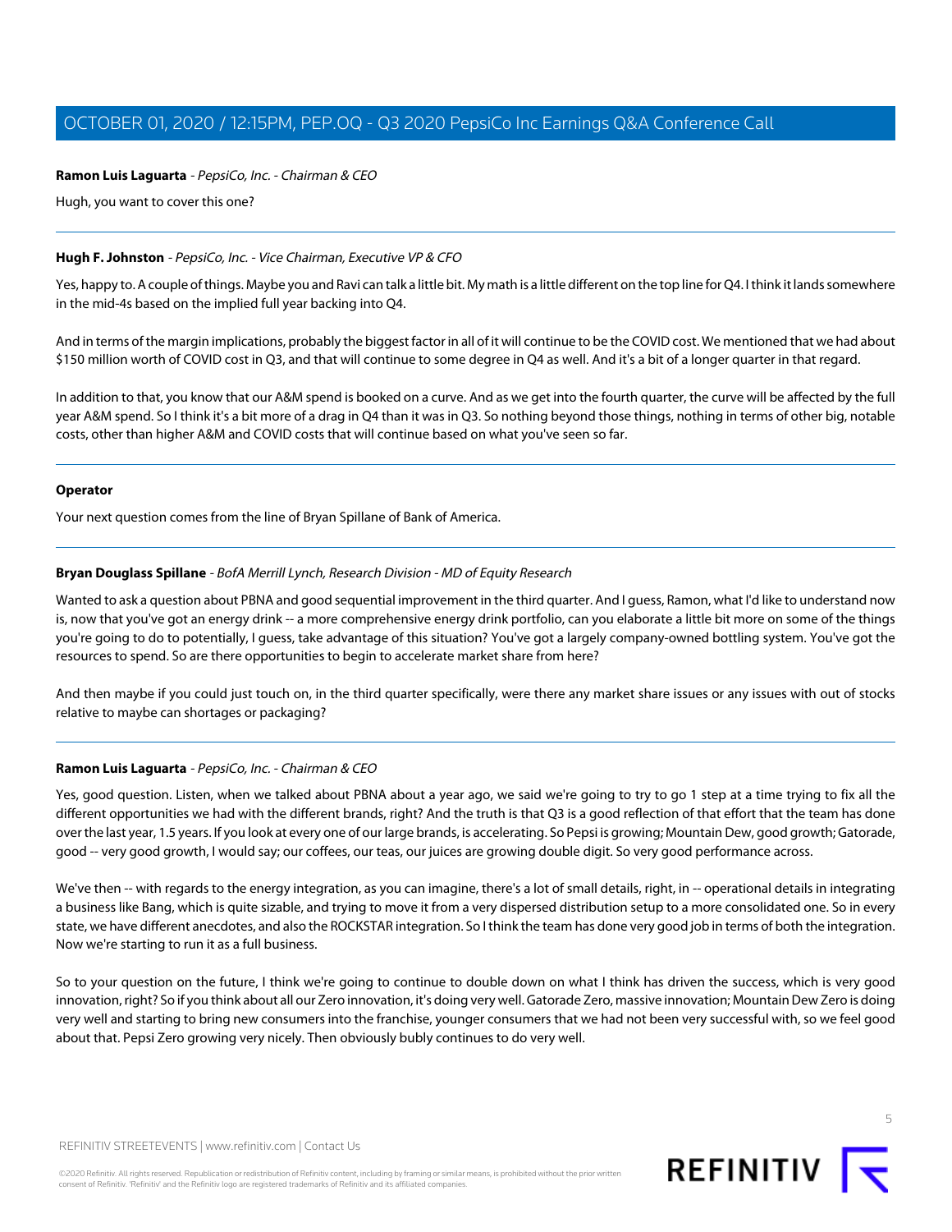**Ramon Luis Laguarta** - *PepsiCo, Inc. - Chairman & CEO*

Hugh, you want to cover this one?

---

**Hugh F. Johnston** - *PepsiCo, Inc. - Vice Chairman, Executive VP & CFO*

Yes, happy to. A couple of things. Maybe you and Ravi can talk a little bit. My math is a little different on the top line for Q4. I think it lands somewhere in the mid-4s based on the implied full year backing into Q4.

And in terms of the margin implications, probably the biggest factor in all of it will continue to be the COVID cost. We mentioned that we had about $150 million worth of COVID cost in Q3, and that will continue to some degree in Q4 as well. And it's a bit of a longer quarter in that regard.

In addition to that, you know that our A&M spend is booked on a curve. And as we get into the fourth quarter, the curve will be affected by the full year A&M spend. So I think it's a bit more of a drag in Q4 than it was in Q3. So nothing beyond those things, nothing in terms of other big, notable costs, other than higher A&M and COVID costs that will continue based on what you've seen so far.

---

**Operator**

Your next question comes from the line of Bryan Spillane of Bank of America.

---

**Bryan Douglass Spillane** - *BofA Merrill Lynch, Research Division - MD of Equity Research*

Wanted to ask a question about PBNA and good sequential improvement in the third quarter. And I guess, Ramon, what I'd like to understand now is, now that you've got an energy drink -- a more comprehensive energy drink portfolio, can you elaborate a little bit more on some of the things you're going to do to potentially, I guess, take advantage of this situation? You've got a largely company-owned bottling system. You've got the resources to spend. So are there opportunities to begin to accelerate market share from here?

And then maybe if you could just touch on, in the third quarter specifically, were there any market share issues or any issues with out of stocks relative to maybe can shortages or packaging?

---

**Ramon Luis Laguarta** - *PepsiCo, Inc. - Chairman & CEO*

Yes, good question. Listen, when we talked about PBNA about a year ago, we said we're going to try to go 1 step at a time trying to fix all the different opportunities we had with the different brands, right? And the truth is that Q3 is a good reflection of that effort that the team has done over the last year, 1.5 years. If you look at every one of our large brands, is accelerating. So Pepsi is growing; Mountain Dew, good growth; Gatorade, good -- very good growth, I would say; our coffees, our teas, our juices are growing double digit. So very good performance across.

We've then -- with regards to the energy integration, as you can imagine, there's a lot of small details, right, in -- operational details in integrating a business like Bang, which is quite sizable, and trying to move it from a very dispersed distribution setup to a more consolidated one. So in every state, we have different anecdotes, and also the ROCKSTAR integration. So I think the team has done very good job in terms of both the integration. Now we're starting to run it as a full business.

So to your question on the future, I think we're going to continue to double down on what I think has driven the success, which is very good innovation, right? So if you think about all our Zero innovation, it's doing very well. Gatorade Zero, massive innovation; Mountain Dew Zero is doing very well and starting to bring new consumers into the franchise, younger consumers that we had not been very successful with, so we feel good about that. Pepsi Zero growing very nicely. Then obviously bubly continues to do very well.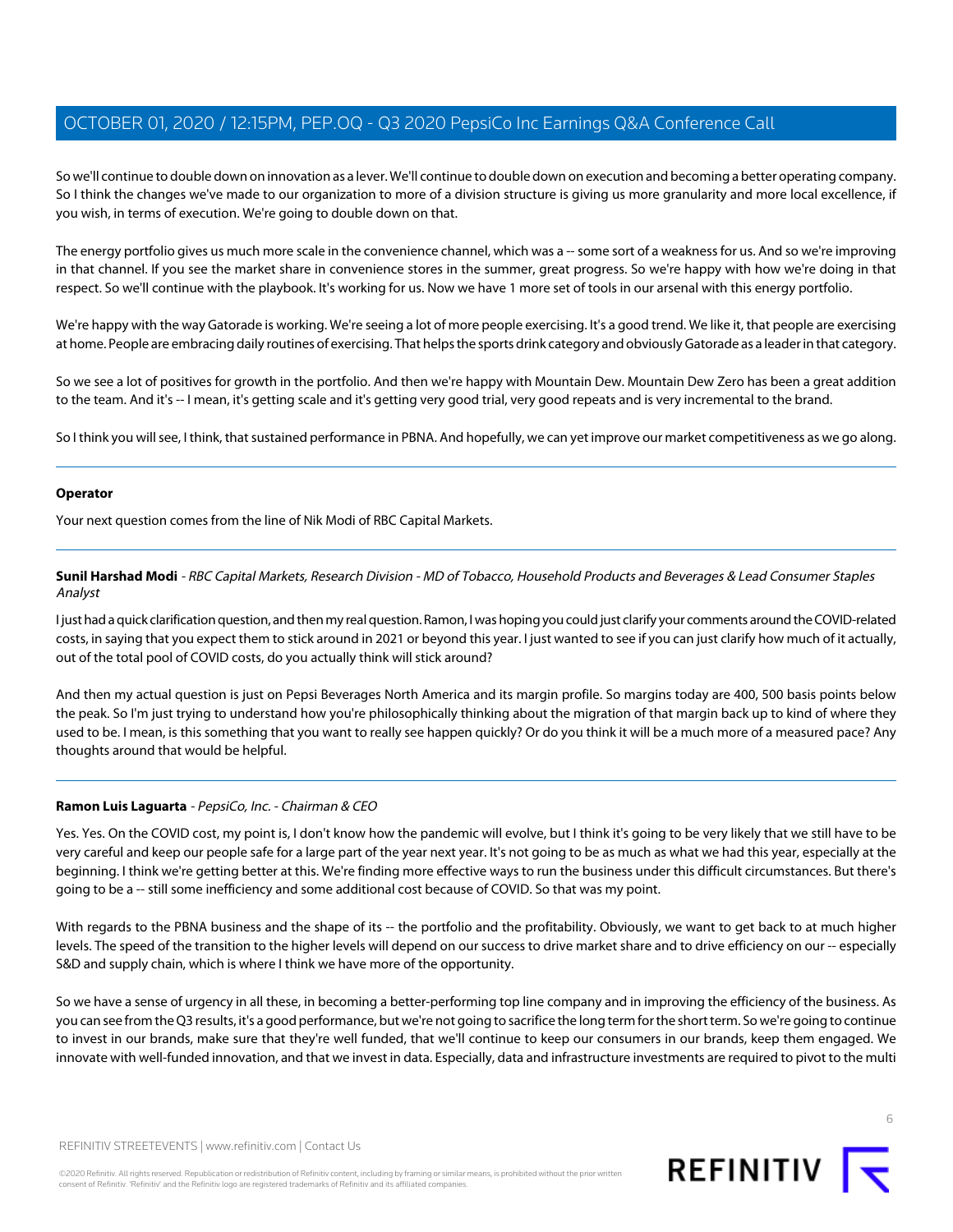So we'll continue to double down on innovation as a lever. We'll continue to double down on execution and becoming a better operating company. So I think the changes we've made to our organization to more of a division structure is giving us more granularity and more local excellence, if you wish, in terms of execution. We're going to double down on that.

The energy portfolio gives us much more scale in the convenience channel, which was a -- some sort of a weakness for us. And so we're improving in that channel. If you see the market share in convenience stores in the summer, great progress. So we're happy with how we're doing in that respect. So we'll continue with the playbook. It's working for us. Now we have 1 more set of tools in our arsenal with this energy portfolio.

We're happy with the way Gatorade is working. We're seeing a lot of more people exercising. It's a good trend. We like it, that people are exercising at home. People are embracing daily routines of exercising. That helps the sports drink category and obviously Gatorade as a leader in that category.

So we see a lot of positives for growth in the portfolio. And then we're happy with Mountain Dew. Mountain Dew Zero has been a great addition to the team. And it's -- I mean, it's getting scale and it's getting very good trial, very good repeats and is very incremental to the brand.

So I think you will see, I think, that sustained performance in PBNA. And hopefully, we can yet improve our market competitiveness as we go along.

---

**Operator**

Your next question comes from the line of Nik Modi of RBC Capital Markets.

---

**Sunil Harshad Modi** - *RBC Capital Markets, Research Division - MD of Tobacco, Household Products and Beverages & Lead Consumer Staples Analyst*

I just had a quick clarification question, and then my real question. Ramon, I was hoping you could just clarify your comments around the COVID-related costs, in saying that you expect them to stick around in 2021 or beyond this year. I just wanted to see if you can just clarify how much of it actually, out of the total pool of COVID costs, do you actually think will stick around?

And then my actual question is just on Pepsi Beverages North America and its margin profile. So margins today are 400, 500 basis points below the peak. So I'm just trying to understand how you're philosophically thinking about the migration of that margin back up to kind of where they used to be. I mean, is this something that you want to really see happen quickly? Or do you think it will be a much more of a measured pace? Any thoughts around that would be helpful.

---

**Ramon Luis Laguarta** - *PepsiCo, Inc. - Chairman & CEO*

Yes. Yes. On the COVID cost, my point is, I don't know how the pandemic will evolve, but I think it's going to be very likely that we still have to be very careful and keep our people safe for a large part of the year next year. It's not going to be as much as what we had this year, especially at the beginning. I think we're getting better at this. We're finding more effective ways to run the business under this difficult circumstances. But there's going to be a -- still some inefficiency and some additional cost because of COVID. So that was my point.

With regards to the PBNA business and the shape of its -- the portfolio and the profitability. Obviously, we want to get back to at much higher levels. The speed of the transition to the higher levels will depend on our success to drive market share and to drive efficiency on our -- especially S&D and supply chain, which is where I think we have more of the opportunity.

So we have a sense of urgency in all these, in becoming a better-performing top line company and in improving the efficiency of the business. As you can see from the Q3 results, it's a good performance, but we're not going to sacrifice the long term for the short term. So we're going to continue to invest in our brands, make sure that they're well funded, that we'll continue to keep our consumers in our brands, keep them engaged. We innovate with well-funded innovation, and that we invest in data. Especially, data and infrastructure investments are required to pivot to the multi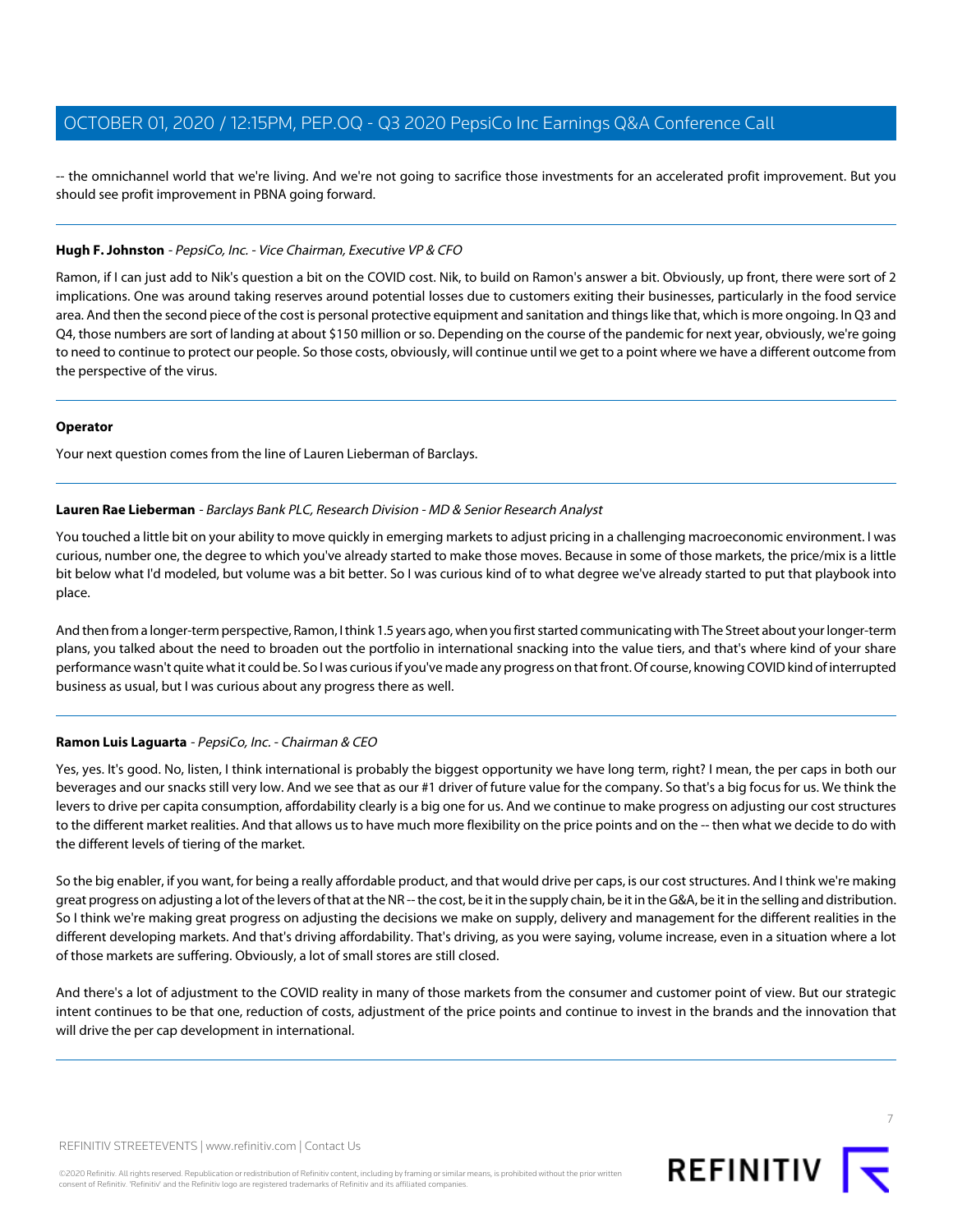-- the omnichannel world that we're living. And we're not going to sacrifice those investments for an accelerated profit improvement. But you should see profit improvement in PBNA going forward.

---

**Hugh F. Johnston** - *PepsiCo, Inc. - Vice Chairman, Executive VP & CFO*

Ramon, if I can just add to Nik's question a bit on the COVID cost. Nik, to build on Ramon's answer a bit. Obviously, up front, there were sort of 2 implications. One was around taking reserves around potential losses due to customers exiting their businesses, particularly in the food service area. And then the second piece of the cost is personal protective equipment and sanitation and things like that, which is more ongoing. In Q3 and Q4, those numbers are sort of landing at about $150 million or so. Depending on the course of the pandemic for next year, obviously, we're going to need to continue to protect our people. So those costs, obviously, will continue until we get to a point where we have a different outcome from the perspective of the virus.

---

**Operator**

Your next question comes from the line of Lauren Lieberman of Barclays.

---

**Lauren Rae Lieberman** - *Barclays Bank PLC, Research Division - MD & Senior Research Analyst*

You touched a little bit on your ability to move quickly in emerging markets to adjust pricing in a challenging macroeconomic environment. I was curious, number one, the degree to which you've already started to make those moves. Because in some of those markets, the price/mix is a little bit below what I'd modeled, but volume was a bit better. So I was curious kind of to what degree we've already started to put that playbook into place.

And then from a longer-term perspective, Ramon, I think 1.5 years ago, when you first started communicating with The Street about your longer-term plans, you talked about the need to broaden out the portfolio in international snacking into the value tiers, and that's where kind of your share performance wasn't quite what it could be. So I was curious if you've made any progress on that front. Of course, knowing COVID kind of interrupted business as usual, but I was curious about any progress there as well.

---

**Ramon Luis Laguarta** - *PepsiCo, Inc. - Chairman & CEO*

Yes, yes. It's good. No, listen, I think international is probably the biggest opportunity we have long term, right? I mean, the per caps in both our beverages and our snacks still very low. And we see that as our #1 driver of future value for the company. So that's a big focus for us. We think the levers to drive per capita consumption, affordability clearly is a big one for us. And we continue to make progress on adjusting our cost structures to the different market realities. And that allows us to have much more flexibility on the price points and on the -- then what we decide to do with the different levels of tiering of the market.

So the big enabler, if you want, for being a really affordable product, and that would drive per caps, is our cost structures. And I think we're making great progress on adjusting a lot of the levers of that at the NR -- the cost, be it in the supply chain, be it in the G&A, be it in the selling and distribution. So I think we're making great progress on adjusting the decisions we make on supply, delivery and management for the different realities in the different developing markets. And that's driving affordability. That's driving, as you were saying, volume increase, even in a situation where a lot of those markets are suffering. Obviously, a lot of small stores are still closed.

And there's a lot of adjustment to the COVID reality in many of those markets from the consumer and customer point of view. But our strategic intent continues to be that one, reduction of costs, adjustment of the price points and continue to invest in the brands and the innovation that will drive the per cap development in international.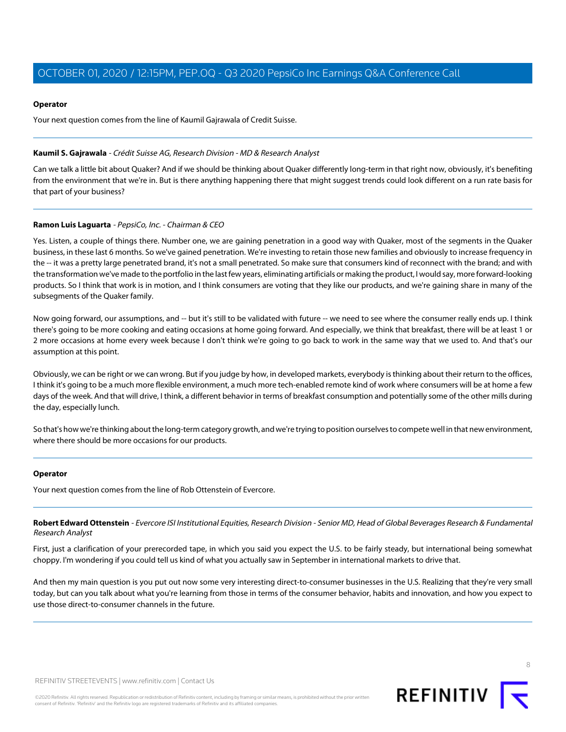**Operator**

Your next question comes from the line of Kaumil Gajrawala of Credit Suisse.

---

**Kaumil S. Gajrawala** - *Crédit Suisse AG, Research Division - MD & Research Analyst*

Can we talk a little bit about Quaker? And if we should be thinking about Quaker differently long-term in that right now, obviously, it's benefiting from the environment that we're in. But is there anything happening there that might suggest trends could look different on a run rate basis for that part of your business?

---

**Ramon Luis Laguarta** - *PepsiCo, Inc. - Chairman & CEO*

Yes. Listen, a couple of things there. Number one, we are gaining penetration in a good way with Quaker, most of the segments in the Quaker business, in these last 6 months. So we've gained penetration. We're investing to retain those new families and obviously to increase frequency in the -- it was a pretty large penetrated brand, it's not a small penetrated. So make sure that consumers kind of reconnect with the brand; and with the transformation we've made to the portfolio in the last few years, eliminating artificials or making the product, I would say, more forward-looking products. So I think that work is in motion, and I think consumers are voting that they like our products, and we're gaining share in many of the subsegments of the Quaker family.

Now going forward, our assumptions, and -- but it's still to be validated with future -- we need to see where the consumer really ends up. I think there's going to be more cooking and eating occasions at home going forward. And especially, we think that breakfast, there will be at least 1 or 2 more occasions at home every week because I don't think we're going to go back to work in the same way that we used to. And that's our assumption at this point.

Obviously, we can be right or we can wrong. But if you judge by how, in developed markets, everybody is thinking about their return to the offices, I think it's going to be a much more flexible environment, a much more tech-enabled remote kind of work where consumers will be at home a few days of the week. And that will drive, I think, a different behavior in terms of breakfast consumption and potentially some of the other mills during the day, especially lunch.

So that's how we're thinking about the long-term category growth, and we're trying to position ourselves to compete well in that new environment, where there should be more occasions for our products.

---

**Operator**

Your next question comes from the line of Rob Ottenstein of Evercore.

---

**Robert Edward Ottenstein** - *Evercore ISI Institutional Equities, Research Division - Senior MD, Head of Global Beverages Research & Fundamental Research Analyst*

First, just a clarification of your prerecorded tape, in which you said you expect the U.S. to be fairly steady, but international being somewhat choppy. I'm wondering if you could tell us kind of what you actually saw in September in international markets to drive that.

And then my main question is you put out now some very interesting direct-to-consumer businesses in the U.S. Realizing that they're very small today, but can you talk about what you're learning from those in terms of the consumer behavior, habits and innovation, and how you expect to use those direct-to-consumer channels in the future.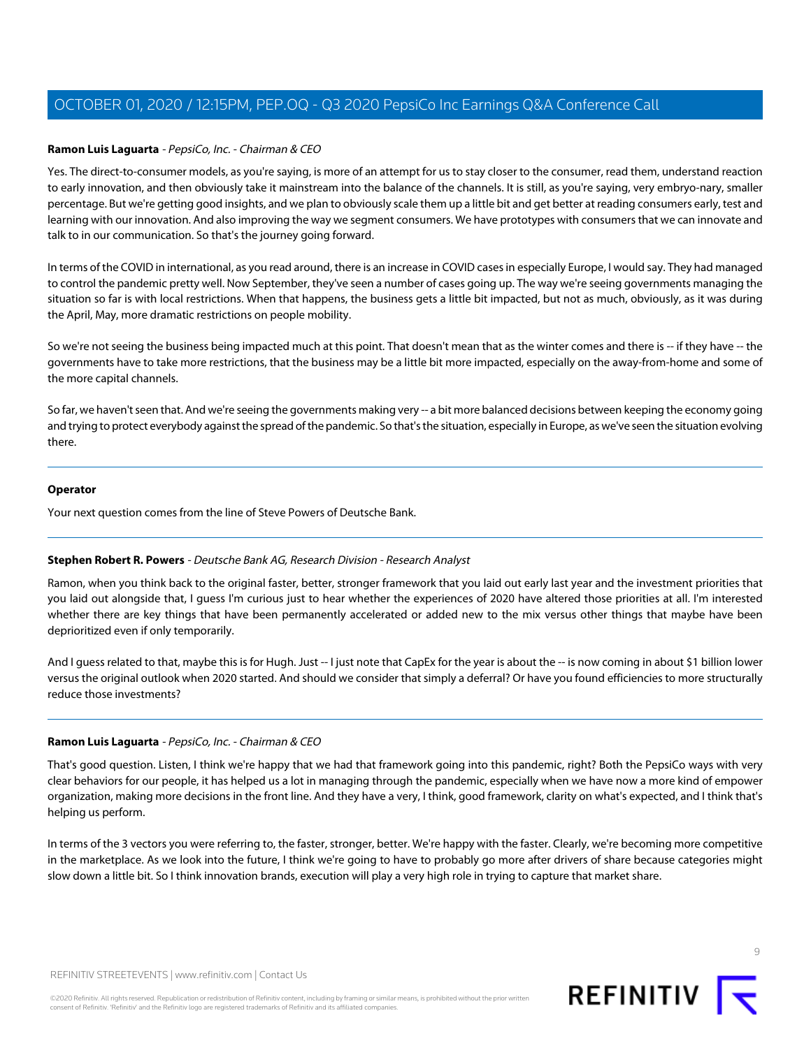**Ramon Luis Laguarta** - *PepsiCo, Inc. - Chairman & CEO*

Yes. The direct-to-consumer models, as you're saying, is more of an attempt for us to stay closer to the consumer, read them, understand reaction to early innovation, and then obviously take it mainstream into the balance of the channels. It is still, as you're saying, very embryo-nary, smaller percentage. But we're getting good insights, and we plan to obviously scale them up a little bit and get better at reading consumers early, test and learning with our innovation. And also improving the way we segment consumers. We have prototypes with consumers that we can innovate and talk to in our communication. So that's the journey going forward.

In terms of the COVID in international, as you read around, there is an increase in COVID cases in especially Europe, I would say. They had managed to control the pandemic pretty well. Now September, they've seen a number of cases going up. The way we're seeing governments managing the situation so far is with local restrictions. When that happens, the business gets a little bit impacted, but not as much, obviously, as it was during the April, May, more dramatic restrictions on people mobility.

So we're not seeing the business being impacted much at this point. That doesn't mean that as the winter comes and there is -- if they have -- the governments have to take more restrictions, that the business may be a little bit more impacted, especially on the away-from-home and some of the more capital channels.

So far, we haven't seen that. And we're seeing the governments making very -- a bit more balanced decisions between keeping the economy going and trying to protect everybody against the spread of the pandemic. So that's the situation, especially in Europe, as we've seen the situation evolving there.

---

**Operator**

Your next question comes from the line of Steve Powers of Deutsche Bank.

---

**Stephen Robert R. Powers** - *Deutsche Bank AG, Research Division - Research Analyst*

Ramon, when you think back to the original faster, better, stronger framework that you laid out early last year and the investment priorities that you laid out alongside that, I guess I'm curious just to hear whether the experiences of 2020 have altered those priorities at all. I'm interested whether there are key things that have been permanently accelerated or added new to the mix versus other things that maybe have been deprioritized even if only temporarily.

And I guess related to that, maybe this is for Hugh. Just -- I just note that CapEx for the year is about the -- is now coming in about $1 billion lower versus the original outlook when 2020 started. And should we consider that simply a deferral? Or have you found efficiencies to more structurally reduce those investments?

---

**Ramon Luis Laguarta** - *PepsiCo, Inc. - Chairman & CEO*

That's good question. Listen, I think we're happy that we had that framework going into this pandemic, right? Both the PepsiCo ways with very clear behaviors for our people, it has helped us a lot in managing through the pandemic, especially when we have now a more kind of empower organization, making more decisions in the front line. And they have a very, I think, good framework, clarity on what's expected, and I think that's helping us perform.

In terms of the 3 vectors you were referring to, the faster, stronger, better. We're happy with the faster. Clearly, we're becoming more competitive in the marketplace. As we look into the future, I think we're going to have to probably go more after drivers of share because categories might slow down a little bit. So I think innovation brands, execution will play a very high role in trying to capture that market share.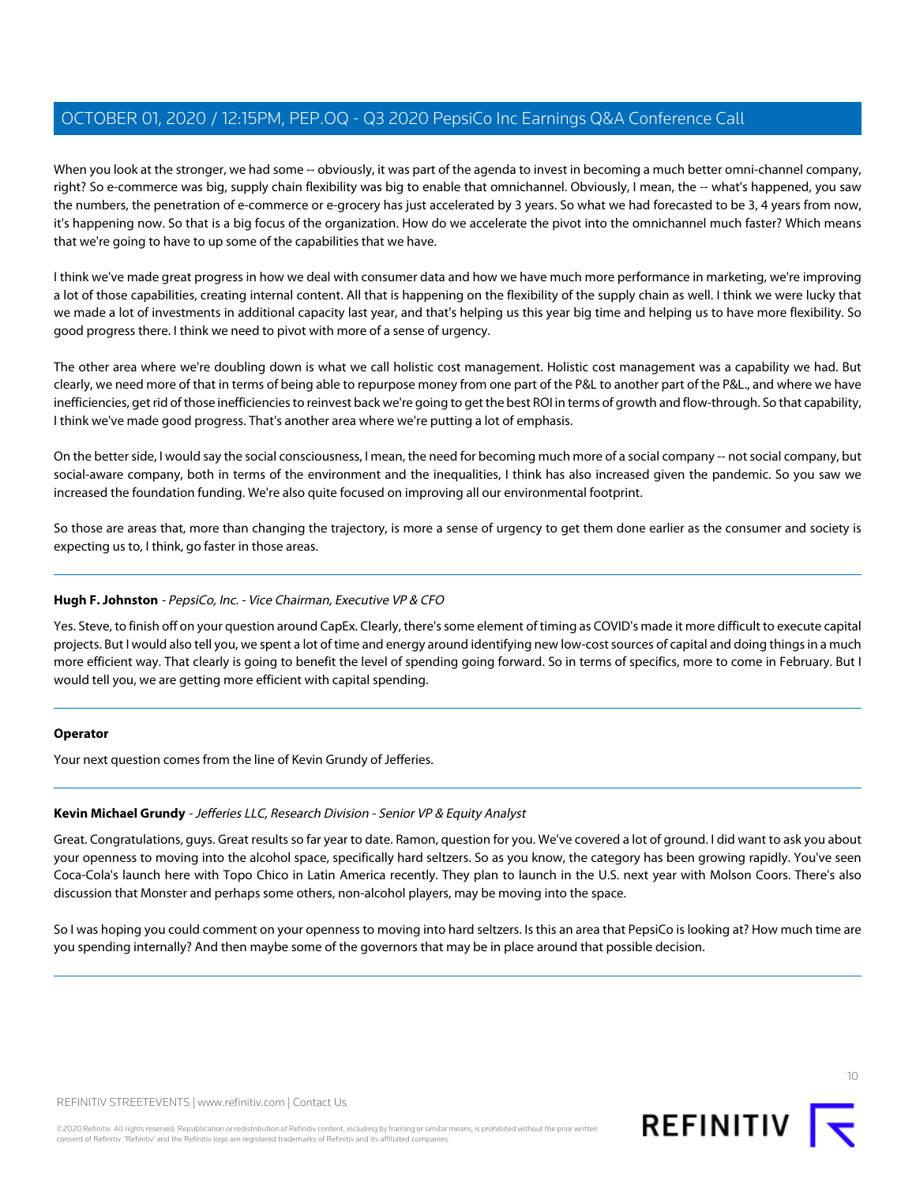When you look at the stronger, we had some -- obviously, it was part of the agenda to invest in becoming a much better omni-channel company, right? So e-commerce was big, supply chain flexibility was big to enable that omnichannel. Obviously, I mean, the -- what's happened, you saw the numbers, the penetration of e-commerce or e-grocery has just accelerated by 3 years. So what we had forecasted to be 3, 4 years from now, it's happening now. So that is a big focus of the organization. How do we accelerate the pivot into the omnichannel much faster? Which means that we're going to have to up some of the capabilities that we have.

I think we've made great progress in how we deal with consumer data and how we have much more performance in marketing, we're improving a lot of those capabilities, creating internal content. All that is happening on the flexibility of the supply chain as well. I think we were lucky that we made a lot of investments in additional capacity last year, and that's helping us this year big time and helping us to have more flexibility. So good progress there. I think we need to pivot with more of a sense of urgency.

The other area where we're doubling down is what we call holistic cost management. Holistic cost management was a capability we had. But clearly, we need more of that in terms of being able to repurpose money from one part of the P&L to another part of the P&L., and where we have inefficiencies, get rid of those inefficiencies to reinvest back we're going to get the best ROI in terms of growth and flow-through. So that capability, I think we've made good progress. That's another area where we're putting a lot of emphasis.

On the better side, I would say the social consciousness, I mean, the need for becoming much more of a social company -- not social company, but social-aware company, both in terms of the environment and the inequalities, I think has also increased given the pandemic. So you saw we increased the foundation funding. We're also quite focused on improving all our environmental footprint.

So those are areas that, more than changing the trajectory, is more a sense of urgency to get them done earlier as the consumer and society is expecting us to, I think, go faster in those areas.

---

**Hugh F. Johnston** - *PepsiCo, Inc. - Vice Chairman, Executive VP & CFO*

Yes. Steve, to finish off on your question around CapEx. Clearly, there's some element of timing as COVID's made it more difficult to execute capital projects. But I would also tell you, we spent a lot of time and energy around identifying new low-cost sources of capital and doing things in a much more efficient way. That clearly is going to benefit the level of spending going forward. So in terms of specifics, more to come in February. But I would tell you, we are getting more efficient with capital spending.

---

**Operator**

Your next question comes from the line of Kevin Grundy of Jefferies.

---

**Kevin Michael Grundy** - *Jefferies LLC, Research Division - Senior VP & Equity Analyst*

Great. Congratulations, guys. Great results so far year to date. Ramon, question for you. We've covered a lot of ground. I did want to ask you about your openness to moving into the alcohol space, specifically hard seltzers. So as you know, the category has been growing rapidly. You've seen Coca-Cola's launch here with Topo Chico in Latin America recently. They plan to launch in the U.S. next year with Molson Coors. There's also discussion that Monster and perhaps some others, non-alcohol players, may be moving into the space.

So I was hoping you could comment on your openness to moving into hard seltzers. Is this an area that PepsiCo is looking at? How much time are you spending internally? And then maybe some of the governors that may be in place around that possible decision.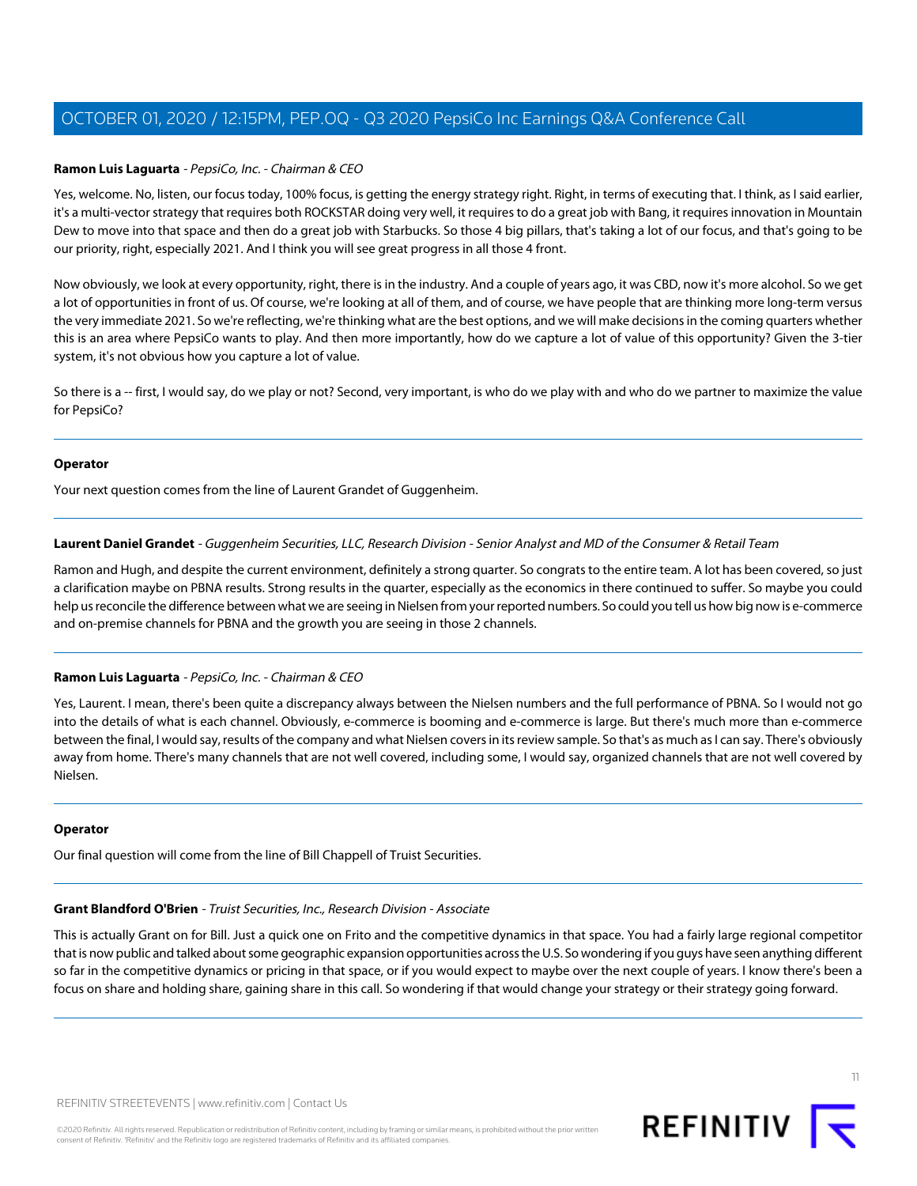**Ramon Luis Laguarta** - *PepsiCo, Inc. - Chairman & CEO*

Yes, welcome. No, listen, our focus today, 100% focus, is getting the energy strategy right. Right, in terms of executing that. I think, as I said earlier, it's a multi-vector strategy that requires both ROCKSTAR doing very well, it requires to do a great job with Bang, it requires innovation in Mountain Dew to move into that space and then do a great job with Starbucks. So those 4 big pillars, that's taking a lot of our focus, and that's going to be our priority, right, especially 2021. And I think you will see great progress in all those 4 front.

Now obviously, we look at every opportunity, right, there is in the industry. And a couple of years ago, it was CBD, now it's more alcohol. So we get a lot of opportunities in front of us. Of course, we're looking at all of them, and of course, we have people that are thinking more long-term versus the very immediate 2021. So we're reflecting, we're thinking what are the best options, and we will make decisions in the coming quarters whether this is an area where PepsiCo wants to play. And then more importantly, how do we capture a lot of value of this opportunity? Given the 3-tier system, it's not obvious how you capture a lot of value.

So there is a -- first, I would say, do we play or not? Second, very important, is who do we play with and who do we partner to maximize the value for PepsiCo?

---

**Operator**

Your next question comes from the line of Laurent Grandet of Guggenheim.

---

**Laurent Daniel Grandet** - *Guggenheim Securities, LLC, Research Division - Senior Analyst and MD of the Consumer & Retail Team*

Ramon and Hugh, and despite the current environment, definitely a strong quarter. So congrats to the entire team. A lot has been covered, so just a clarification maybe on PBNA results. Strong results in the quarter, especially as the economics in there continued to suffer. So maybe you could help us reconcile the difference between what we are seeing in Nielsen from your reported numbers. So could you tell us how big now is e-commerce and on-premise channels for PBNA and the growth you are seeing in those 2 channels.

---

**Ramon Luis Laguarta** - *PepsiCo, Inc. - Chairman & CEO*

Yes, Laurent. I mean, there's been quite a discrepancy always between the Nielsen numbers and the full performance of PBNA. So I would not go into the details of what is each channel. Obviously, e-commerce is booming and e-commerce is large. But there's much more than e-commerce between the final, I would say, results of the company and what Nielsen covers in its review sample. So that's as much as I can say. There's obviously away from home. There's many channels that are not well covered, including some, I would say, organized channels that are not well covered by Nielsen.

---

**Operator**

Our final question will come from the line of Bill Chappell of Truist Securities.

---

**Grant Blandford O'Brien** - *Truist Securities, Inc., Research Division - Associate*

This is actually Grant on for Bill. Just a quick one on Frito and the competitive dynamics in that space. You had a fairly large regional competitor that is now public and talked about some geographic expansion opportunities across the U.S. So wondering if you guys have seen anything different so far in the competitive dynamics or pricing in that space, or if you would expect to maybe over the next couple of years. I know there's been a focus on share and holding share, gaining share in this call. So wondering if that would change your strategy or their strategy going forward.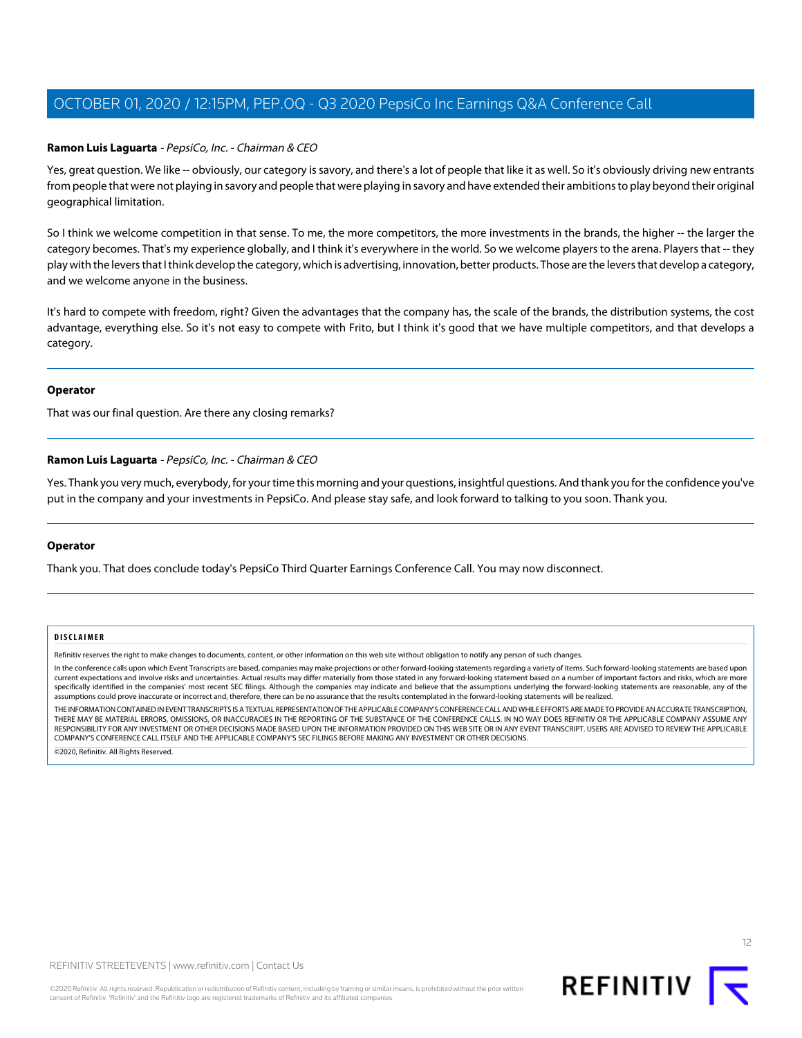**Ramon Luis Laguarta** - *PepsiCo, Inc. - Chairman & CEO*

Yes, great question. We like -- obviously, our category is savory, and there's a lot of people that like it as well. So it's obviously driving new entrants from people that were not playing in savory and people that were playing in savory and have extended their ambitions to play beyond their original geographical limitation.

So I think we welcome competition in that sense. To me, the more competitors, the more investments in the brands, the higher -- the larger the category becomes. That's my experience globally, and I think it's everywhere in the world. So we welcome players to the arena. Players that -- they play with the levers that I think develop the category, which is advertising, innovation, better products. Those are the levers that develop a category, and we welcome anyone in the business.

It's hard to compete with freedom, right? Given the advantages that the company has, the scale of the brands, the distribution systems, the cost advantage, everything else. So it's not easy to compete with Frito, but I think it's good that we have multiple competitors, and that develops a category.

---

**Operator**

That was our final question. Are there any closing remarks?

---

**Ramon Luis Laguarta** - *PepsiCo, Inc. - Chairman & CEO*

Yes. Thank you very much, everybody, for your time this morning and your questions, insightful questions. And thank you for the confidence you've put in the company and your investments in PepsiCo. And please stay safe, and look forward to talking to you soon. Thank you.

---

**Operator**

Thank you. That does conclude today's PepsiCo Third Quarter Earnings Conference Call. You may now disconnect.

---

**DISCLAIMER**

Refinitiv reserves the right to make changes to documents, content, or other information on this web site without obligation to notify any person of such changes.

In the conference calls upon which Event Transcripts are based, companies may make projections or other forward-looking statements regarding a variety of items. Such forward-looking statements are based upon current expectations and involve risks and uncertainties. Actual results may differ materially from those stated in any forward-looking statement based on a number of important factors and risks, which are more specifically identified in the companies' most recent SEC filings. Although the companies may indicate and believe that the assumptions underlying the forward-looking statements are reasonable, any of the assumptions could prove inaccurate or incorrect and, therefore, there can be no assurance that the results contemplated in the forward-looking statements will be realized.

THE INFORMATION CONTAINED IN EVENT TRANSCRIPTS IS A TEXTUAL REPRESENTATION OF THE APPLICABLE COMPANY'S CONFERENCE CALL AND WHILE EFFORTS ARE MADE TO PROVIDE AN ACCURATE TRANSCRIPTION, THERE MAY BE MATERIAL ERRORS, OMISSIONS, OR INACCURACIES IN THE REPORTING OF THE SUBSTANCE OF THE CONFERENCE CALLS. IN NO WAY DOES REFINITIV OR THE APPLICABLE COMPANY ASSUME ANY RESPONSIBILITY FOR ANY INVESTMENT OR OTHER DECISIONS MADE BASED UPON THE INFORMATION PROVIDED ON THIS WEB SITE OR IN ANY EVENT TRANSCRIPT. USERS ARE ADVISED TO REVIEW THE APPLICABLE COMPANY'S CONFERENCE CALL ITSELF AND THE APPLICABLE COMPANY'S SEC FILINGS BEFORE MAKING ANY INVESTMENT OR OTHER DECISIONS.

©2020, Refinitiv. All Rights Reserved.